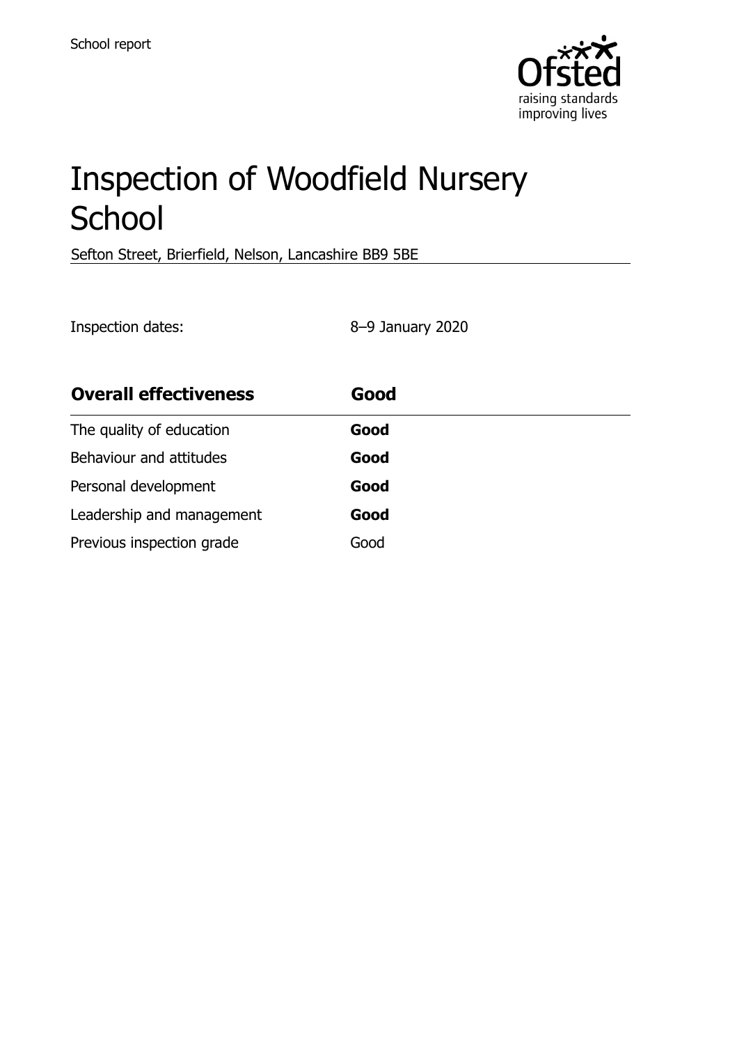School report

# Inspection of Woodfield Nursery School

Sefton Street, Brierfield, Nelson, Lancashire BB9 5BE

Inspection dates: 8–9 January 2020

| **Overall effectiveness** | **Good** |
| --- | --- |
| The quality of education | **Good** |
| Behaviour and attitudes | **Good** |
| Personal development | **Good** |
| Leadership and management | **Good** |
| Previous inspection grade | Good |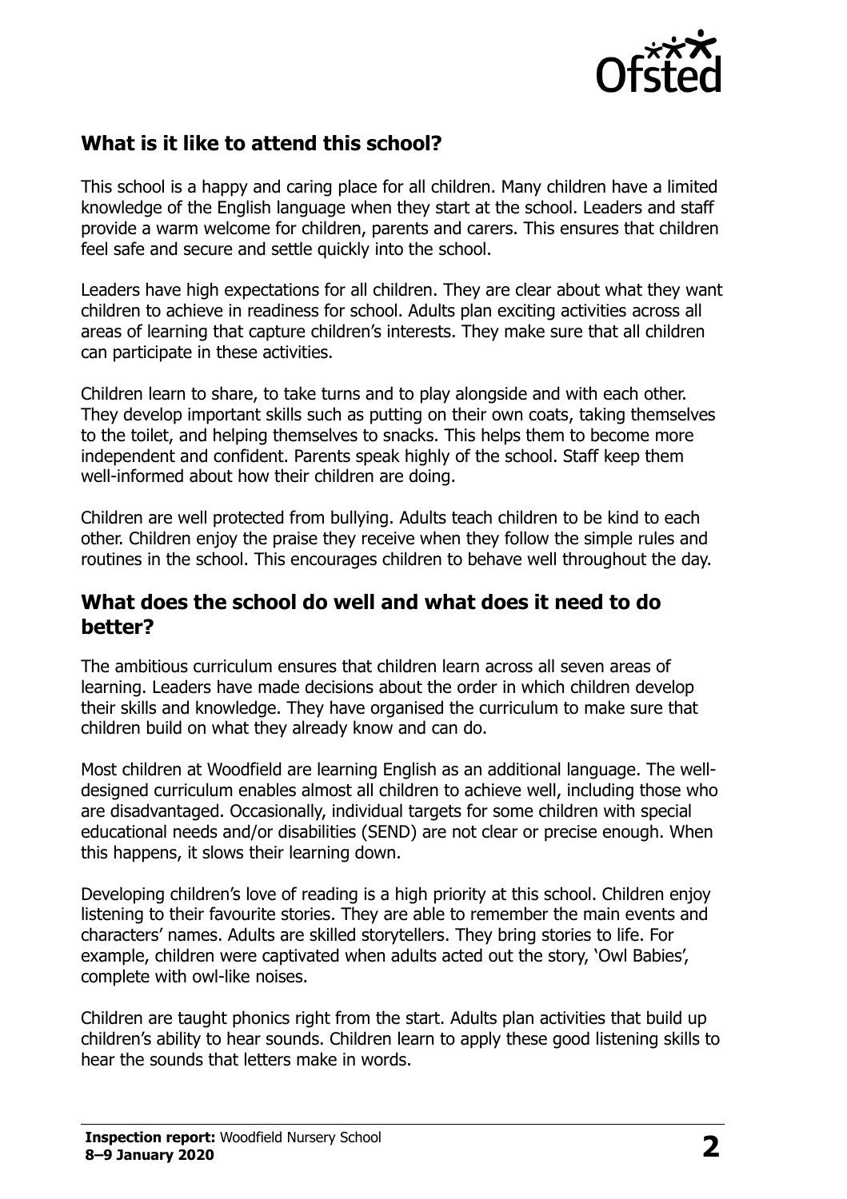## What is it like to attend this school?

This school is a happy and caring place for all children. Many children have a limited knowledge of the English language when they start at the school. Leaders and staff provide a warm welcome for children, parents and carers. This ensures that children feel safe and secure and settle quickly into the school.

Leaders have high expectations for all children. They are clear about what they want children to achieve in readiness for school. Adults plan exciting activities across all areas of learning that capture children's interests. They make sure that all children can participate in these activities.

Children learn to share, to take turns and to play alongside and with each other. They develop important skills such as putting on their own coats, taking themselves to the toilet, and helping themselves to snacks. This helps them to become more independent and confident. Parents speak highly of the school. Staff keep them well-informed about how their children are doing.

Children are well protected from bullying. Adults teach children to be kind to each other. Children enjoy the praise they receive when they follow the simple rules and routines in the school. This encourages children to behave well throughout the day.

## What does the school do well and what does it need to do better?

The ambitious curriculum ensures that children learn across all seven areas of learning. Leaders have made decisions about the order in which children develop their skills and knowledge. They have organised the curriculum to make sure that children build on what they already know and can do.

Most children at Woodfield are learning English as an additional language. The well-designed curriculum enables almost all children to achieve well, including those who are disadvantaged. Occasionally, individual targets for some children with special educational needs and/or disabilities (SEND) are not clear or precise enough. When this happens, it slows their learning down.

Developing children's love of reading is a high priority at this school. Children enjoy listening to their favourite stories. They are able to remember the main events and characters' names. Adults are skilled storytellers. They bring stories to life. For example, children were captivated when adults acted out the story, 'Owl Babies', complete with owl-like noises.

Children are taught phonics right from the start. Adults plan activities that build up children's ability to hear sounds. Children learn to apply these good listening skills to hear the sounds that letters make in words.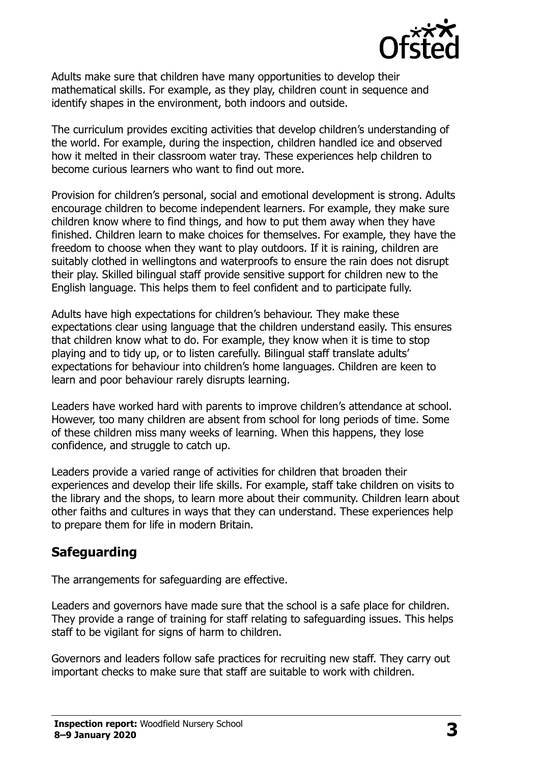Adults make sure that children have many opportunities to develop their mathematical skills. For example, as they play, children count in sequence and identify shapes in the environment, both indoors and outside.

The curriculum provides exciting activities that develop children's understanding of the world. For example, during the inspection, children handled ice and observed how it melted in their classroom water tray. These experiences help children to become curious learners who want to find out more.

Provision for children's personal, social and emotional development is strong. Adults encourage children to become independent learners. For example, they make sure children know where to find things, and how to put them away when they have finished. Children learn to make choices for themselves. For example, they have the freedom to choose when they want to play outdoors. If it is raining, children are suitably clothed in wellingtons and waterproofs to ensure the rain does not disrupt their play. Skilled bilingual staff provide sensitive support for children new to the English language. This helps them to feel confident and to participate fully.

Adults have high expectations for children's behaviour. They make these expectations clear using language that the children understand easily. This ensures that children know what to do. For example, they know when it is time to stop playing and to tidy up, or to listen carefully. Bilingual staff translate adults' expectations for behaviour into children's home languages. Children are keen to learn and poor behaviour rarely disrupts learning.

Leaders have worked hard with parents to improve children's attendance at school. However, too many children are absent from school for long periods of time. Some of these children miss many weeks of learning. When this happens, they lose confidence, and struggle to catch up.

Leaders provide a varied range of activities for children that broaden their experiences and develop their life skills. For example, staff take children on visits to the library and the shops, to learn more about their community. Children learn about other faiths and cultures in ways that they can understand. These experiences help to prepare them for life in modern Britain.

## Safeguarding

The arrangements for safeguarding are effective.

Leaders and governors have made sure that the school is a safe place for children. They provide a range of training for staff relating to safeguarding issues. This helps staff to be vigilant for signs of harm to children.

Governors and leaders follow safe practices for recruiting new staff. They carry out important checks to make sure that staff are suitable to work with children.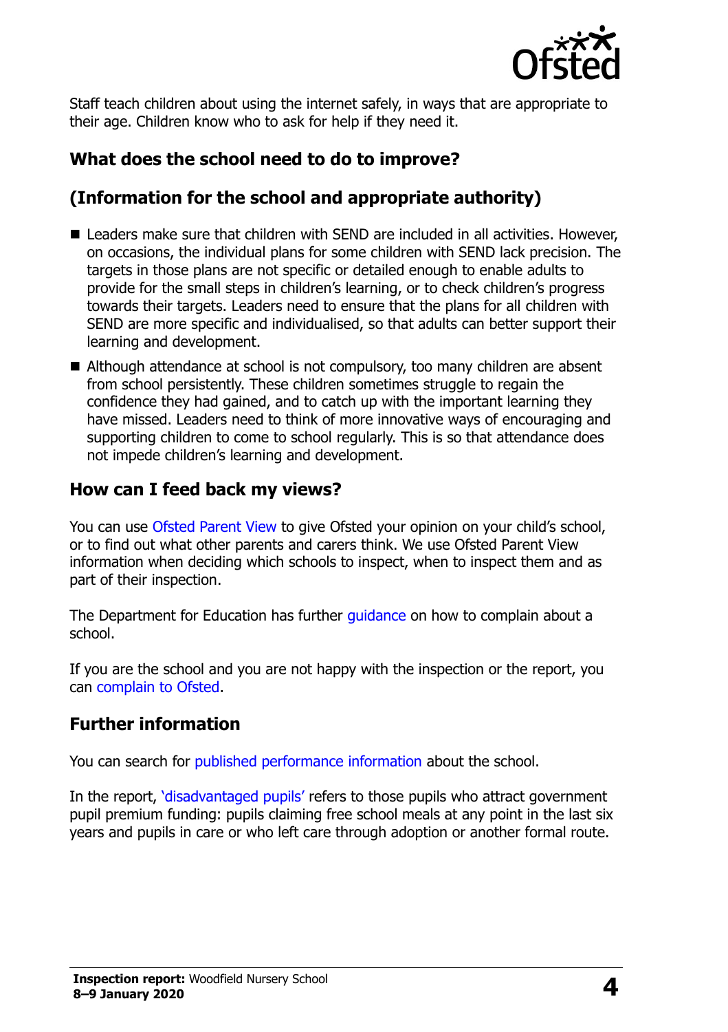Staff teach children about using the internet safely, in ways that are appropriate to their age. Children know who to ask for help if they need it.

## What does the school need to do to improve?

## (Information for the school and appropriate authority)

- Leaders make sure that children with SEND are included in all activities. However, on occasions, the individual plans for some children with SEND lack precision. The targets in those plans are not specific or detailed enough to enable adults to provide for the small steps in children's learning, or to check children's progress towards their targets. Leaders need to ensure that the plans for all children with SEND are more specific and individualised, so that adults can better support their learning and development.
- Although attendance at school is not compulsory, too many children are absent from school persistently. These children sometimes struggle to regain the confidence they had gained, and to catch up with the important learning they have missed. Leaders need to think of more innovative ways of encouraging and supporting children to come to school regularly. This is so that attendance does not impede children's learning and development.

## How can I feed back my views?

You can use Ofsted Parent View to give Ofsted your opinion on your child's school, or to find out what other parents and carers think. We use Ofsted Parent View information when deciding which schools to inspect, when to inspect them and as part of their inspection.

The Department for Education has further guidance on how to complain about a school.

If you are the school and you are not happy with the inspection or the report, you can complain to Ofsted.

## Further information

You can search for published performance information about the school.

In the report, 'disadvantaged pupils' refers to those pupils who attract government pupil premium funding: pupils claiming free school meals at any point in the last six years and pupils in care or who left care through adoption or another formal route.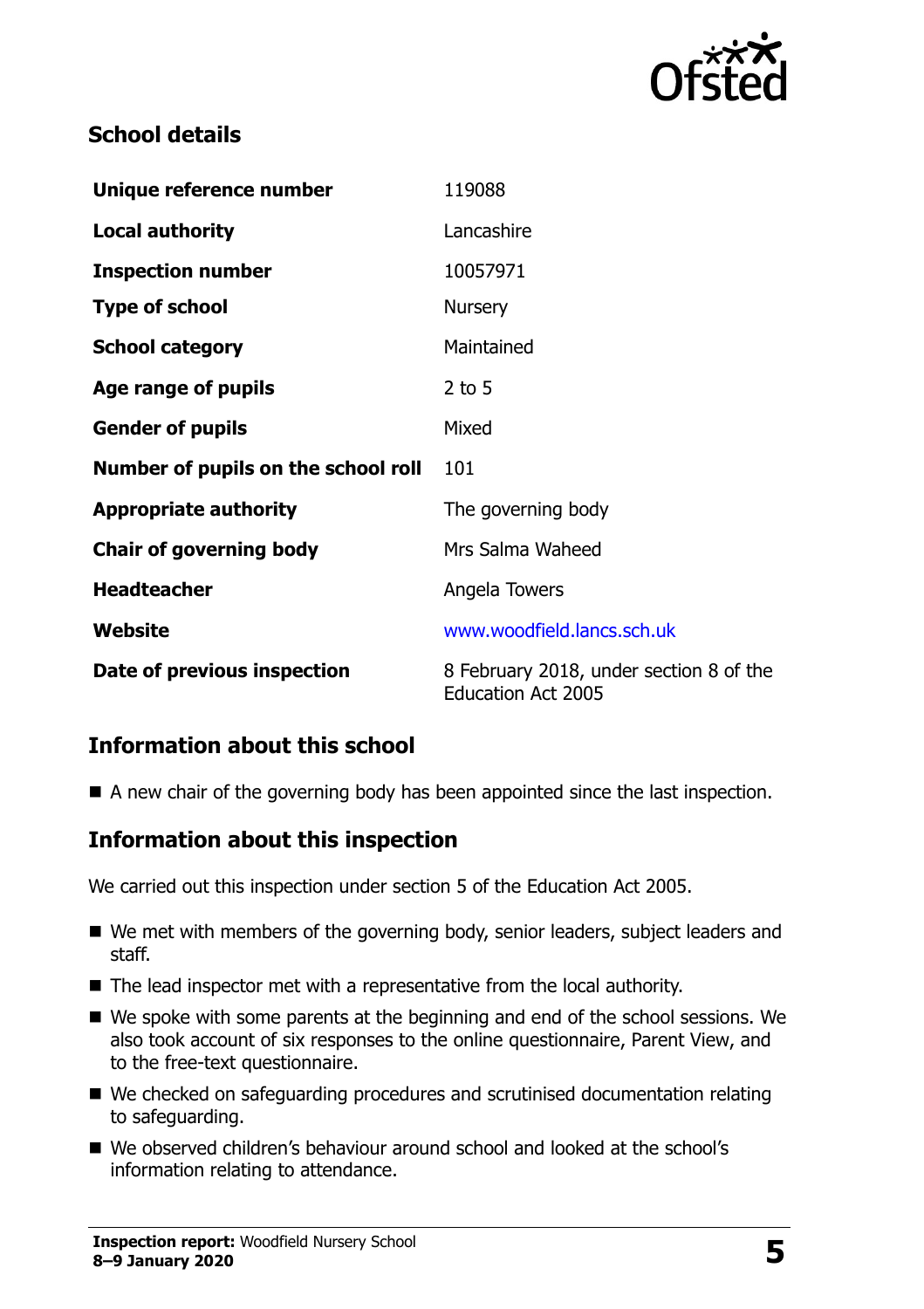## School details

| | |
|---|---|
| **Unique reference number** | 119088 |
| **Local authority** | Lancashire |
| **Inspection number** | 10057971 |
| **Type of school** | Nursery |
| **School category** | Maintained |
| **Age range of pupils** | 2 to 5 |
| **Gender of pupils** | Mixed |
| **Number of pupils on the school roll** | 101 |
| **Appropriate authority** | The governing body |
| **Chair of governing body** | Mrs Salma Waheed |
| **Headteacher** | Angela Towers |
| **Website** | www.woodfield.lancs.sch.uk |
| **Date of previous inspection** | 8 February 2018, under section 8 of the Education Act 2005 |

## Information about this school

- A new chair of the governing body has been appointed since the last inspection.

## Information about this inspection

We carried out this inspection under section 5 of the Education Act 2005.

- We met with members of the governing body, senior leaders, subject leaders and staff.
- The lead inspector met with a representative from the local authority.
- We spoke with some parents at the beginning and end of the school sessions. We also took account of six responses to the online questionnaire, Parent View, and to the free-text questionnaire.
- We checked on safeguarding procedures and scrutinised documentation relating to safeguarding.
- We observed children's behaviour around school and looked at the school's information relating to attendance.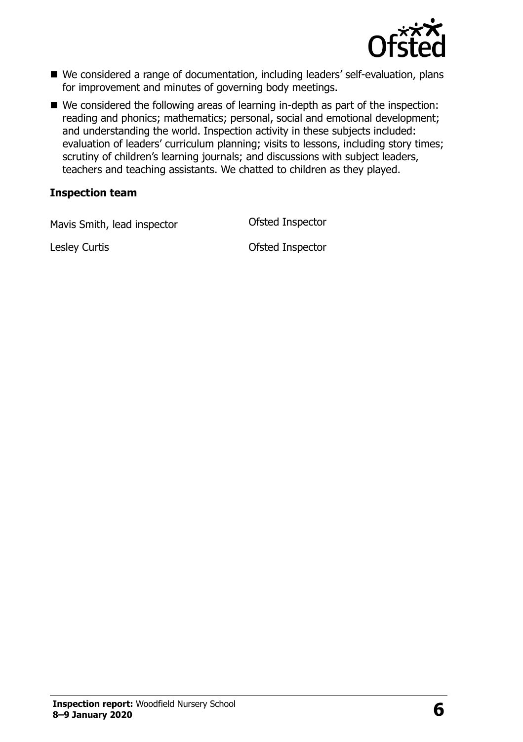- We considered a range of documentation, including leaders' self-evaluation, plans for improvement and minutes of governing body meetings.
- We considered the following areas of learning in-depth as part of the inspection: reading and phonics; mathematics; personal, social and emotional development; and understanding the world. Inspection activity in these subjects included: evaluation of leaders' curriculum planning; visits to lessons, including story times; scrutiny of children's learning journals; and discussions with subject leaders, teachers and teaching assistants. We chatted to children as they played.

### Inspection team

| | |
|---|---|
| Mavis Smith, lead inspector | Ofsted Inspector |
| Lesley Curtis | Ofsted Inspector |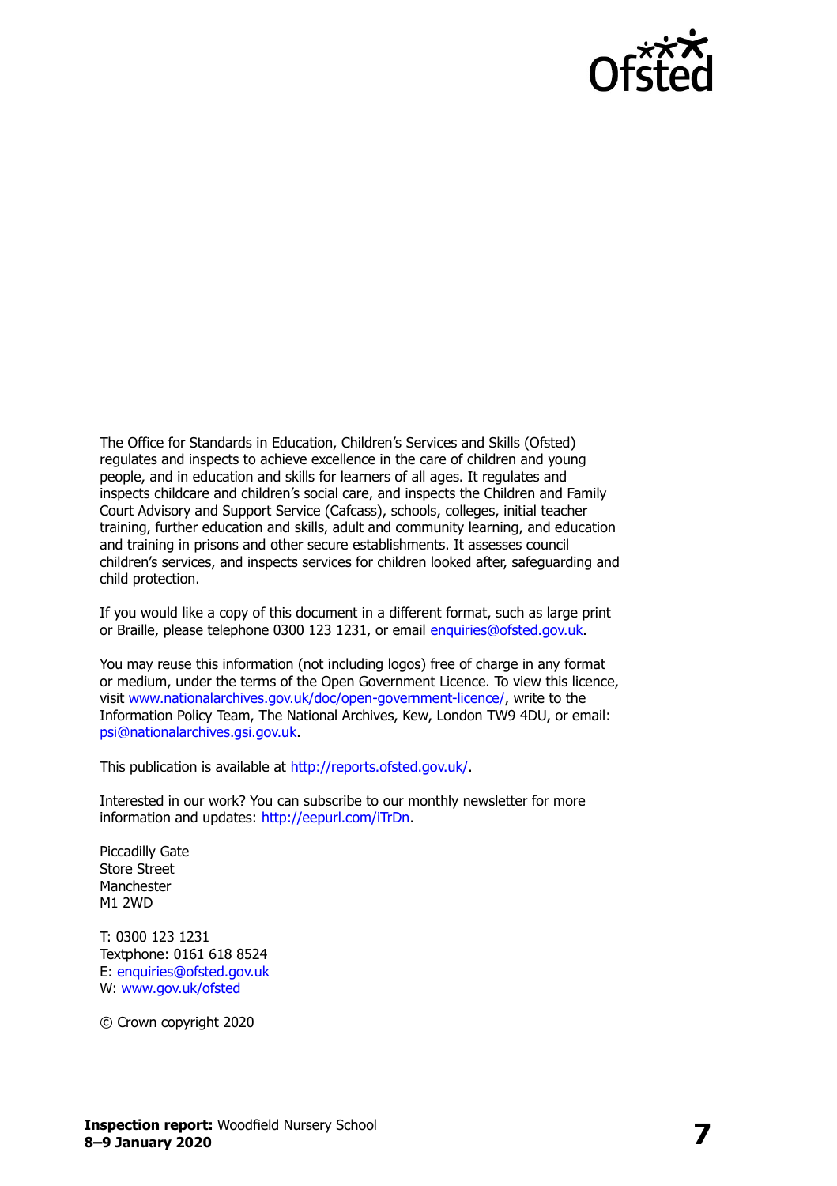The Office for Standards in Education, Children's Services and Skills (Ofsted) regulates and inspects to achieve excellence in the care of children and young people, and in education and skills for learners of all ages. It regulates and inspects childcare and children's social care, and inspects the Children and Family Court Advisory and Support Service (Cafcass), schools, colleges, initial teacher training, further education and skills, adult and community learning, and education and training in prisons and other secure establishments. It assesses council children's services, and inspects services for children looked after, safeguarding and child protection.

If you would like a copy of this document in a different format, such as large print or Braille, please telephone 0300 123 1231, or email enquiries@ofsted.gov.uk.

You may reuse this information (not including logos) free of charge in any format or medium, under the terms of the Open Government Licence. To view this licence, visit www.nationalarchives.gov.uk/doc/open-government-licence/, write to the Information Policy Team, The National Archives, Kew, London TW9 4DU, or email: psi@nationalarchives.gsi.gov.uk.

This publication is available at http://reports.ofsted.gov.uk/.

Interested in our work? You can subscribe to our monthly newsletter for more information and updates: http://eepurl.com/iTrDn.

Piccadilly Gate
Store Street
Manchester
M1 2WD

T: 0300 123 1231
Textphone: 0161 618 8524
E: enquiries@ofsted.gov.uk
W: www.gov.uk/ofsted

© Crown copyright 2020